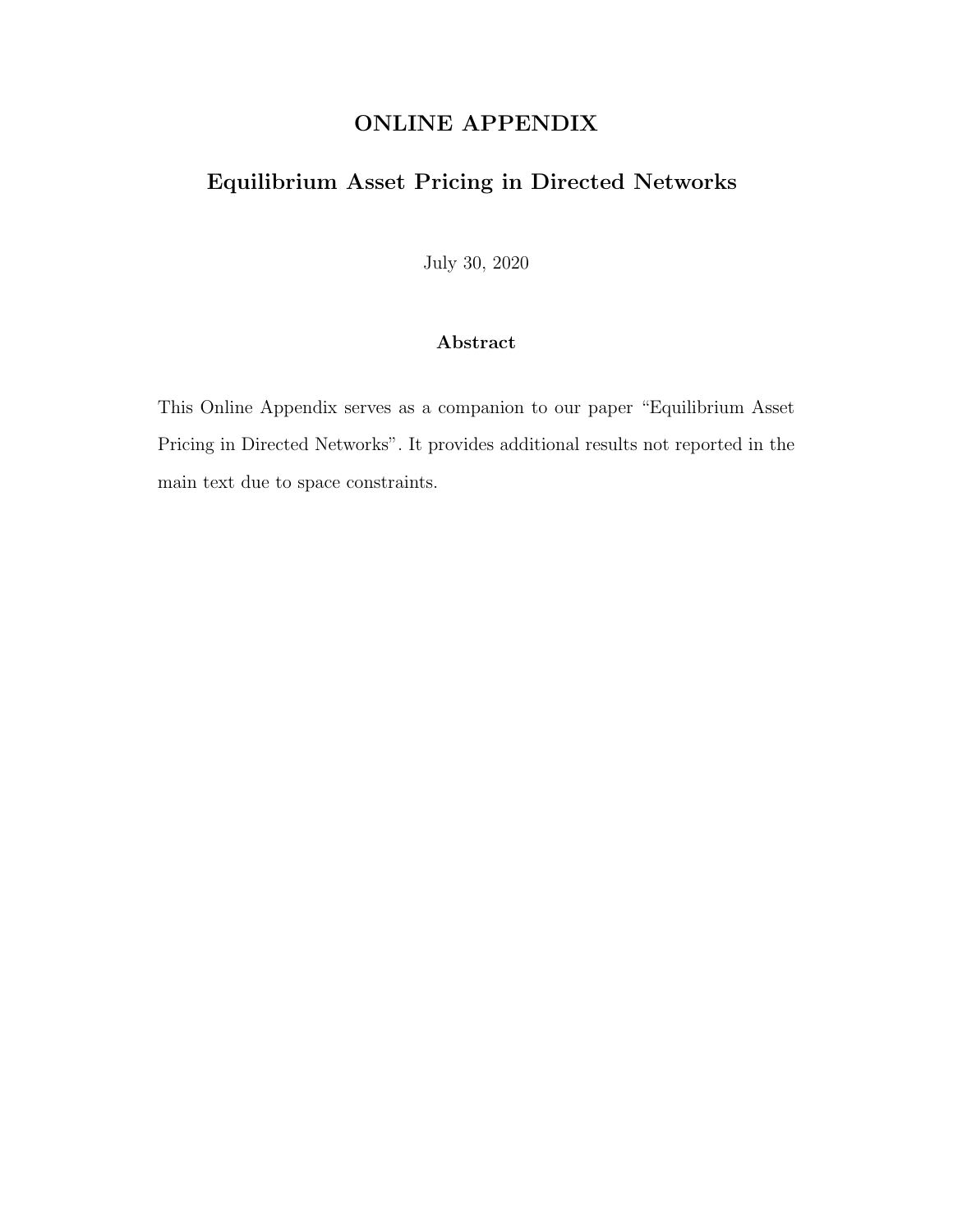# ONLINE APPENDIX

# Equilibrium Asset Pricing in Directed Networks

July 30, 2020

### Abstract

This Online Appendix serves as a companion to our paper "Equilibrium Asset Pricing in Directed Networks". It provides additional results not reported in the main text due to space constraints.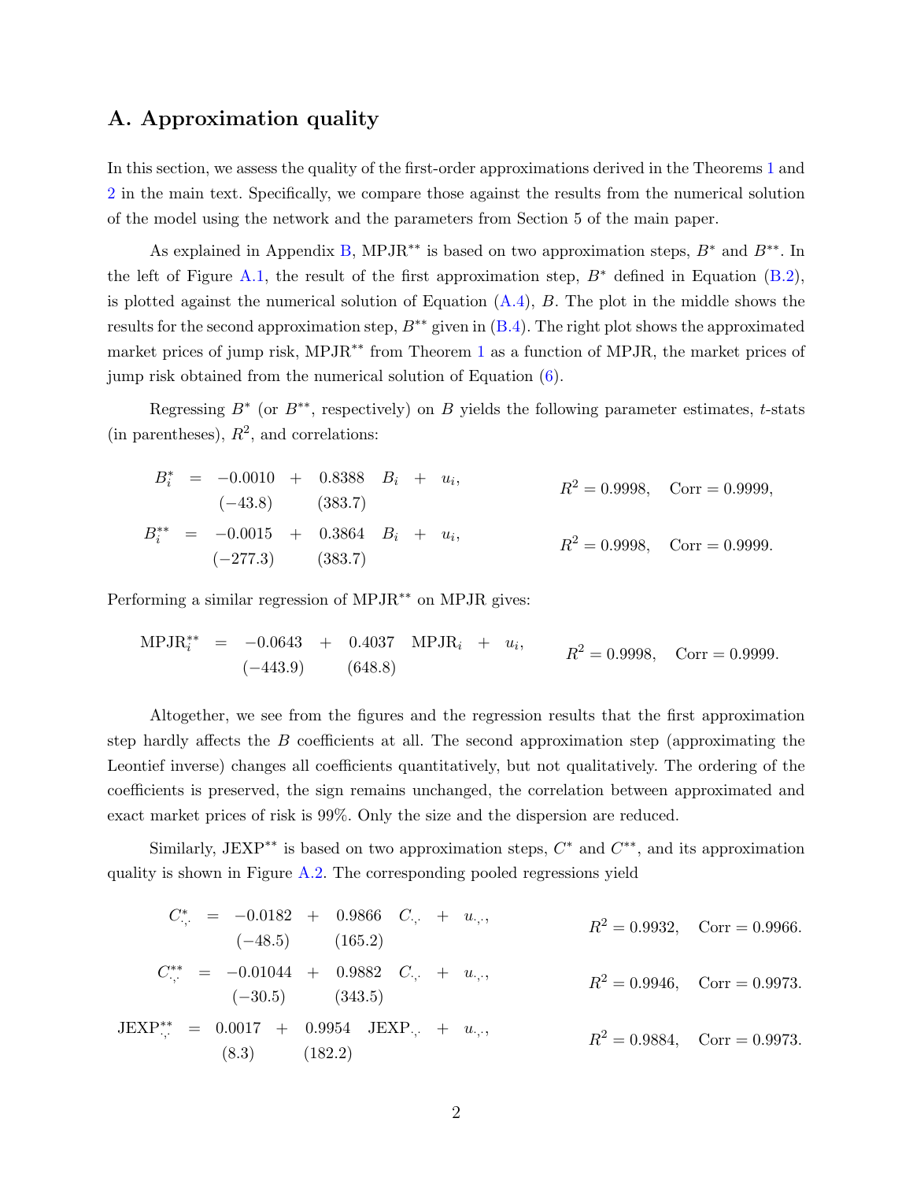## A. Approximation quality

In this section, we assess the quality of the first-order approximations derived in the Theorems 1 and 2 in the main text. Specifically, we compare those against the results from the numerical solution of the model using the network and the parameters from Section 5 of the main paper.

As explained in Appendix B, MPJR$^{**}$ is based on two approximation steps, $B^*$ and $B^{**}$. In the left of Figure A.1, the result of the first approximation step, $B^*$ defined in Equation (B.2), is plotted against the numerical solution of Equation (A.4), $B$. The plot in the middle shows the results for the second approximation step, $B^{**}$ given in (B.4). The right plot shows the approximated market prices of jump risk, MPJR$^{**}$ from Theorem 1 as a function of MPJR, the market prices of jump risk obtained from the numerical solution of Equation (6).

Regressing $B^*$ (or $B^{**}$, respectively) on $B$ yields the following parameter estimates, $t$-stats (in parentheses), $R^2$, and correlations:

$$
\begin{aligned}
B_i^* &= \underset{(-43.8)}{-0.0010} + \underset{(383.7)}{0.8388} \; B_i + u_i, \qquad R^2 = 0.9998, \quad \text{Corr} = 0.9999, \\
B_i^{**} &= \underset{(-277.3)}{-0.0015} + \underset{(383.7)}{0.3864} \; B_i + u_i, \qquad R^2 = 0.9998, \quad \text{Corr} = 0.9999.
\end{aligned}
$$

Performing a similar regression of MPJR$^{**}$ on MPJR gives:

$$
\text{MPJR}_i^{**} = \underset{(-443.9)}{-0.0643} + \underset{(648.8)}{0.4037} \; \text{MPJR}_i + u_i, \qquad R^2 = 0.9998, \quad \text{Corr} = 0.9999.
$$

Altogether, we see from the figures and the regression results that the first approximation step hardly affects the $B$ coefficients at all. The second approximation step (approximating the Leontief inverse) changes all coefficients quantitatively, but not qualitatively. The ordering of the coefficients is preserved, the sign remains unchanged, the correlation between approximated and exact market prices of risk is 99%. Only the size and the dispersion are reduced.

Similarly, JEXP$^{**}$ is based on two approximation steps, $C^*$ and $C^{**}$, and its approximation quality is shown in Figure A.2. The corresponding pooled regressions yield

$$
\begin{aligned}
C_{\cdot,\cdot}^* &= \underset{(-48.5)}{-0.0182} + \underset{(165.2)}{0.9866} \; C_{\cdot,\cdot} + u_{\cdot,\cdot}, \qquad R^2 = 0.9932, \quad \text{Corr} = 0.9966. \\
C_{\cdot,\cdot}^{**} &= \underset{(-30.5)}{-0.01044} + \underset{(343.5)}{0.9882} \; C_{\cdot,\cdot} + u_{\cdot,\cdot}, \qquad R^2 = 0.9946, \quad \text{Corr} = 0.9973. \\
\text{JEXP}_{\cdot,\cdot}^{**} &= \underset{(8.3)}{0.0017} + \underset{(182.2)}{0.9954} \; \text{JEXP}_{\cdot,\cdot} + u_{\cdot,\cdot}, \qquad R^2 = 0.9884, \quad \text{Corr} = 0.9973.
\end{aligned}
$$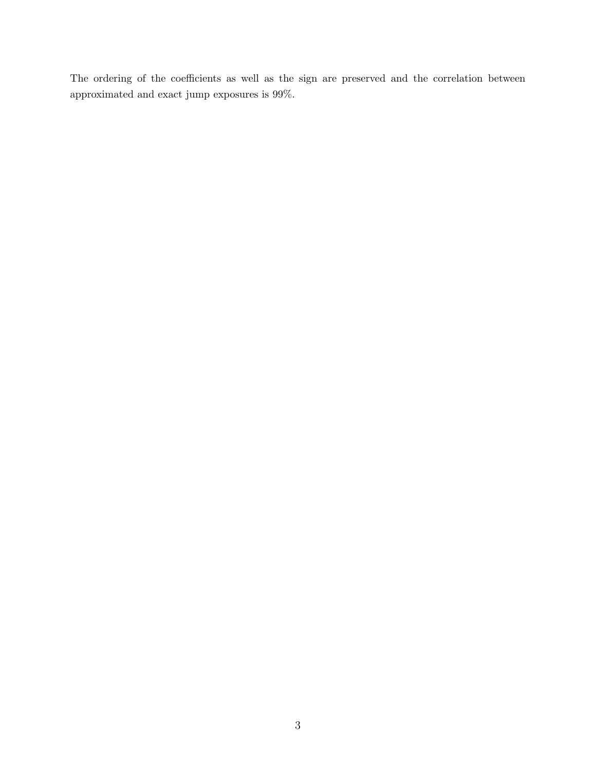The ordering of the coefficients as well as the sign are preserved and the correlation between approximated and exact jump exposures is 99%.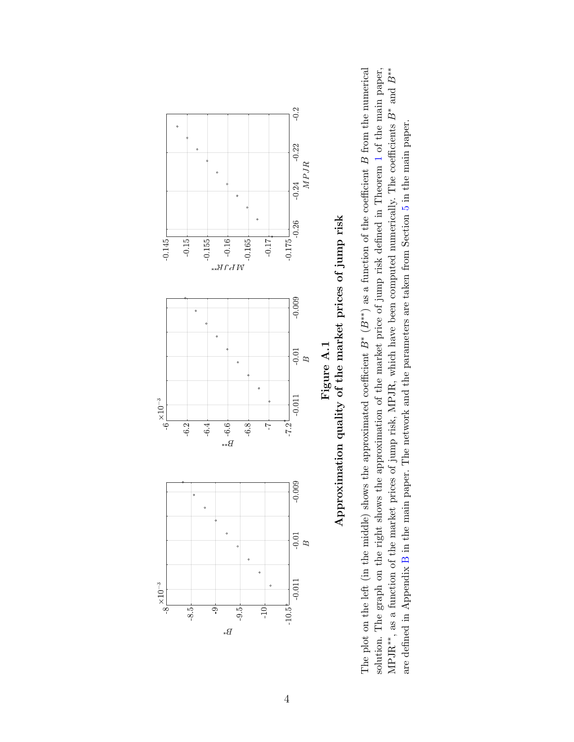**Figure A.1**
**Approximation quality of the market prices of jump risk**

The plot on the left (in the middle) shows the approximated coefficient $B^*$ ($B^{**}$) as a function of the coefficient $B$ from the numerical solution. The graph on the right shows the approximation of the market price of jump risk defined in Theorem 1 of the main paper, MPJR$^{**}$, as a function of the market prices of jump risk, MPJR, which have been computed numerically. The coefficients $B^*$ and $B^{**}$ are defined in Appendix B in the main paper. The network and the parameters are taken from Section 5 in the main paper.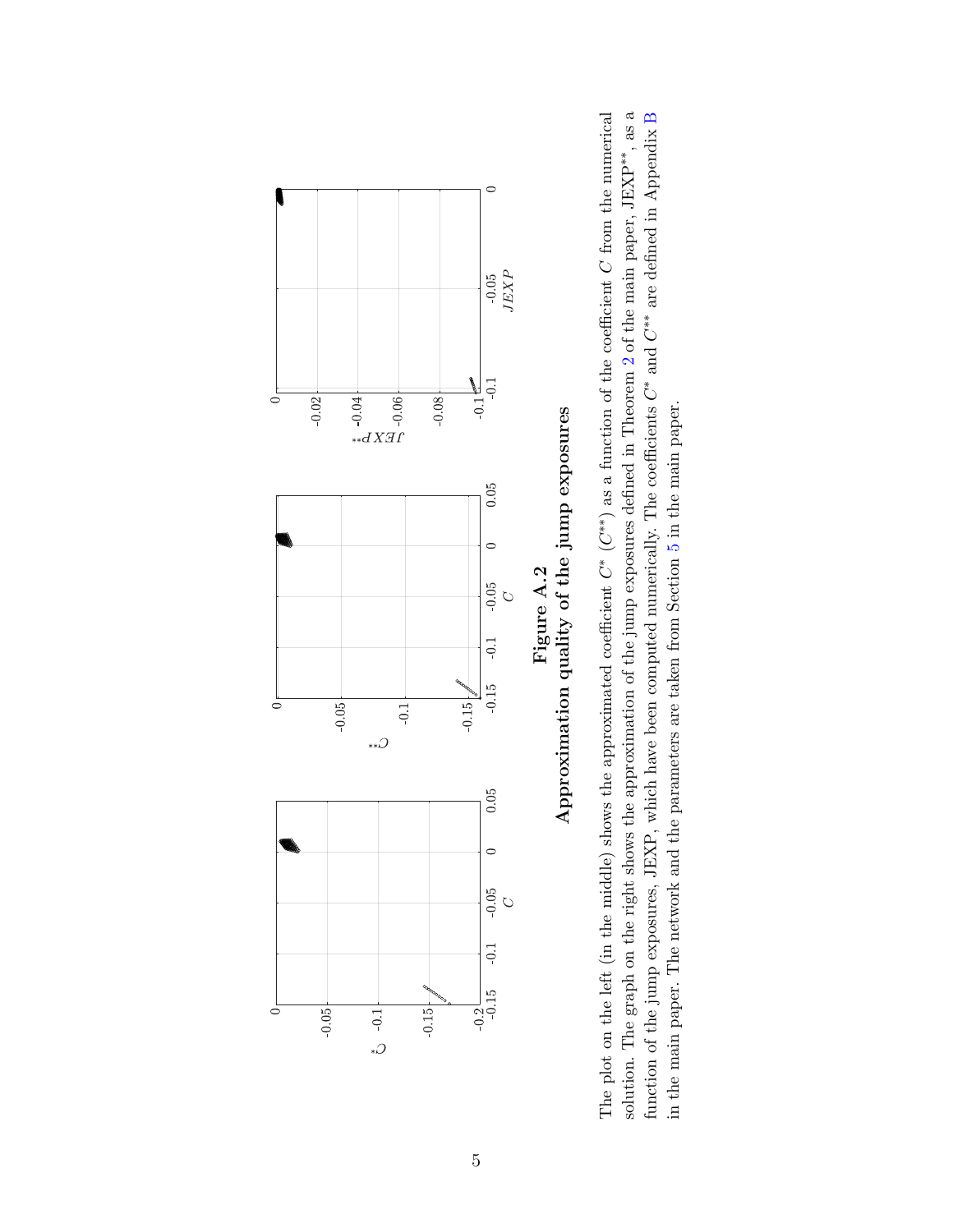0
-0.05
-0.1
-0.15
-0.2
$C^*$
-0.15
-0.1
-0.05
0
0.05
$C$

0
-0.05
-0.1
-0.15
$C^{**}$
-0.15
-0.1
-0.05
0
0.05
$C$

0
-0.02
-0.04
-0.06
-0.08
-0.1
$JEXP^{**}$
-0.1
-0.05
0
$JEXP$

**Figure A.2**
**Approximation quality of the jump exposures**

The plot on the left (in the middle) shows the approximated coefficient $C^*$ ($C^{**}$) as a function of the coefficient $C$ from the numerical solution. The graph on the right shows the approximation of the jump exposures defined in Theorem 2 of the main paper, $\text{JEXP}^{**}$, as a function of the jump exposures, JEXP, which have been computed numerically. The coefficients $C^*$ and $C^{**}$ are defined in Appendix B in the main paper. The network and the parameters are taken from Section 5 in the main paper.